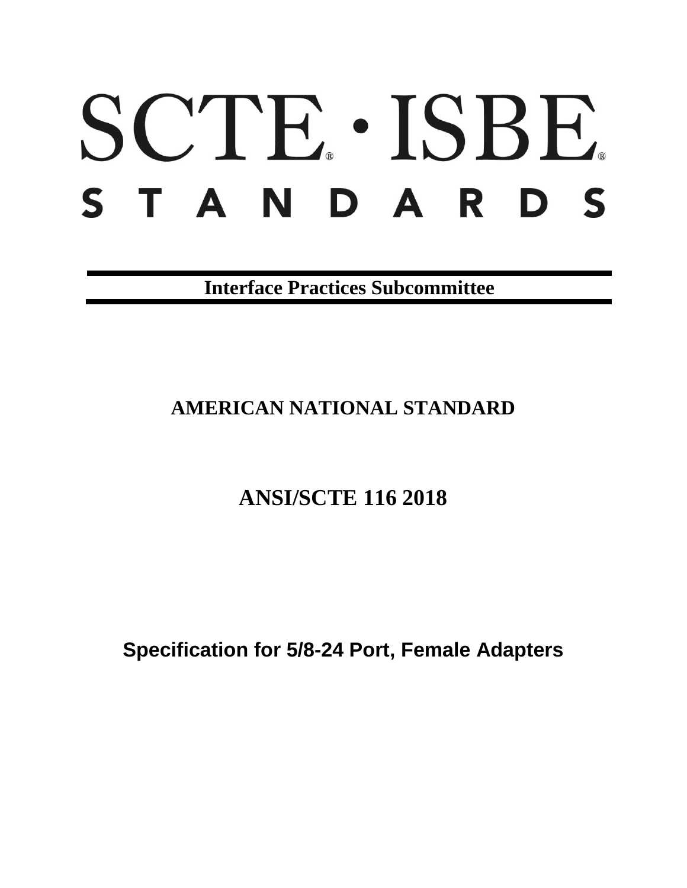# SCTE · ISBE STANDARDS

**Interface Practices Subcommittee**

## AMERICAN NATIONAL STANDARD

## ANSI/SCTE 116 2018

# Specification for 5/8-24 Port, Female Adapters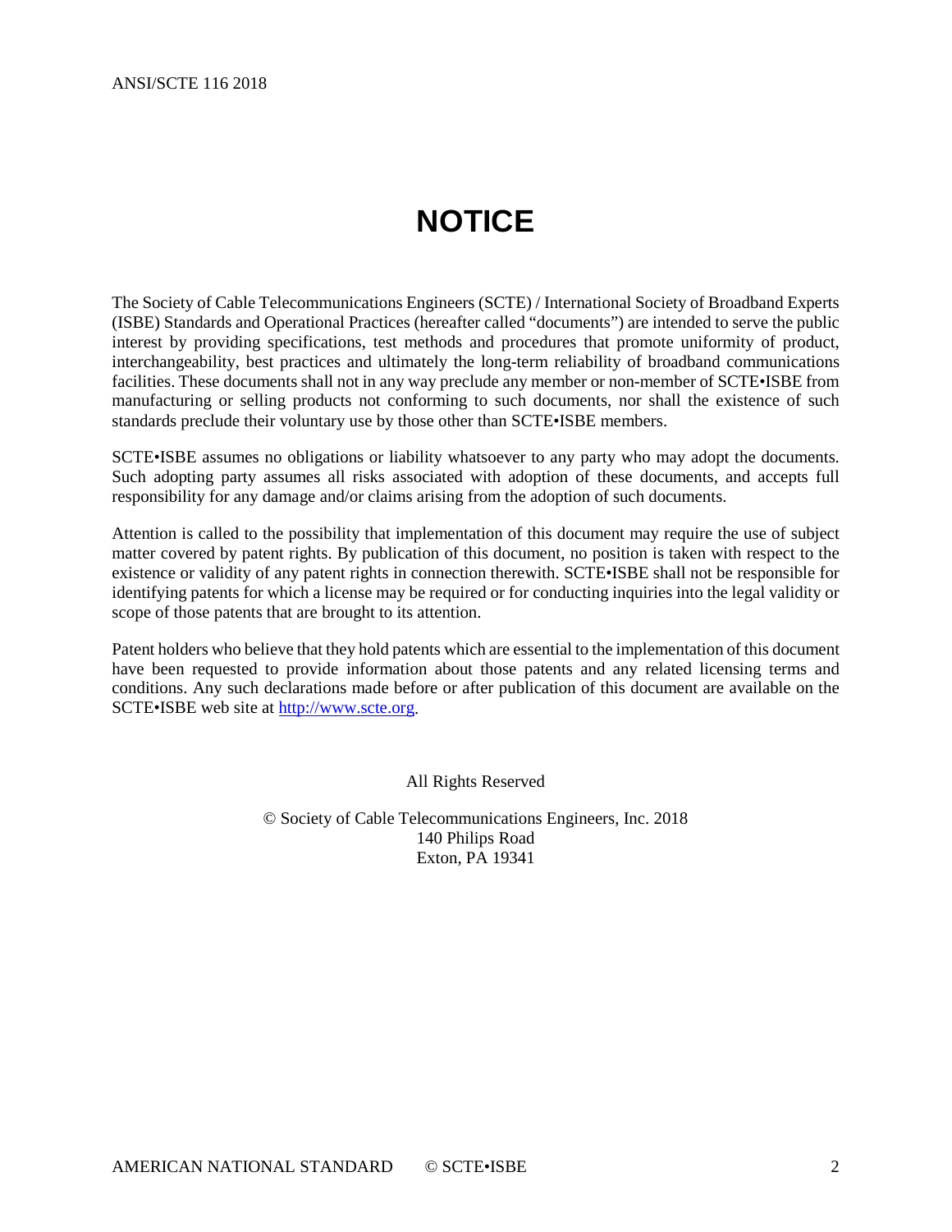# NOTICE

The Society of Cable Telecommunications Engineers (SCTE) / International Society of Broadband Experts (ISBE) Standards and Operational Practices (hereafter called "documents") are intended to serve the public interest by providing specifications, test methods and procedures that promote uniformity of product, interchangeability, best practices and ultimately the long-term reliability of broadband communications facilities. These documents shall not in any way preclude any member or non-member of SCTE•ISBE from manufacturing or selling products not conforming to such documents, nor shall the existence of such standards preclude their voluntary use by those other than SCTE•ISBE members.

SCTE•ISBE assumes no obligations or liability whatsoever to any party who may adopt the documents. Such adopting party assumes all risks associated with adoption of these documents, and accepts full responsibility for any damage and/or claims arising from the adoption of such documents.

Attention is called to the possibility that implementation of this document may require the use of subject matter covered by patent rights. By publication of this document, no position is taken with respect to the existence or validity of any patent rights in connection therewith. SCTE•ISBE shall not be responsible for identifying patents for which a license may be required or for conducting inquiries into the legal validity or scope of those patents that are brought to its attention.

Patent holders who believe that they hold patents which are essential to the implementation of this document have been requested to provide information about those patents and any related licensing terms and conditions. Any such declarations made before or after publication of this document are available on the SCTE•ISBE web site at [http://www.scte.org](http://www.scte.org).

All Rights Reserved

© Society of Cable Telecommunications Engineers, Inc. 2018
140 Philips Road
Exton, PA 19341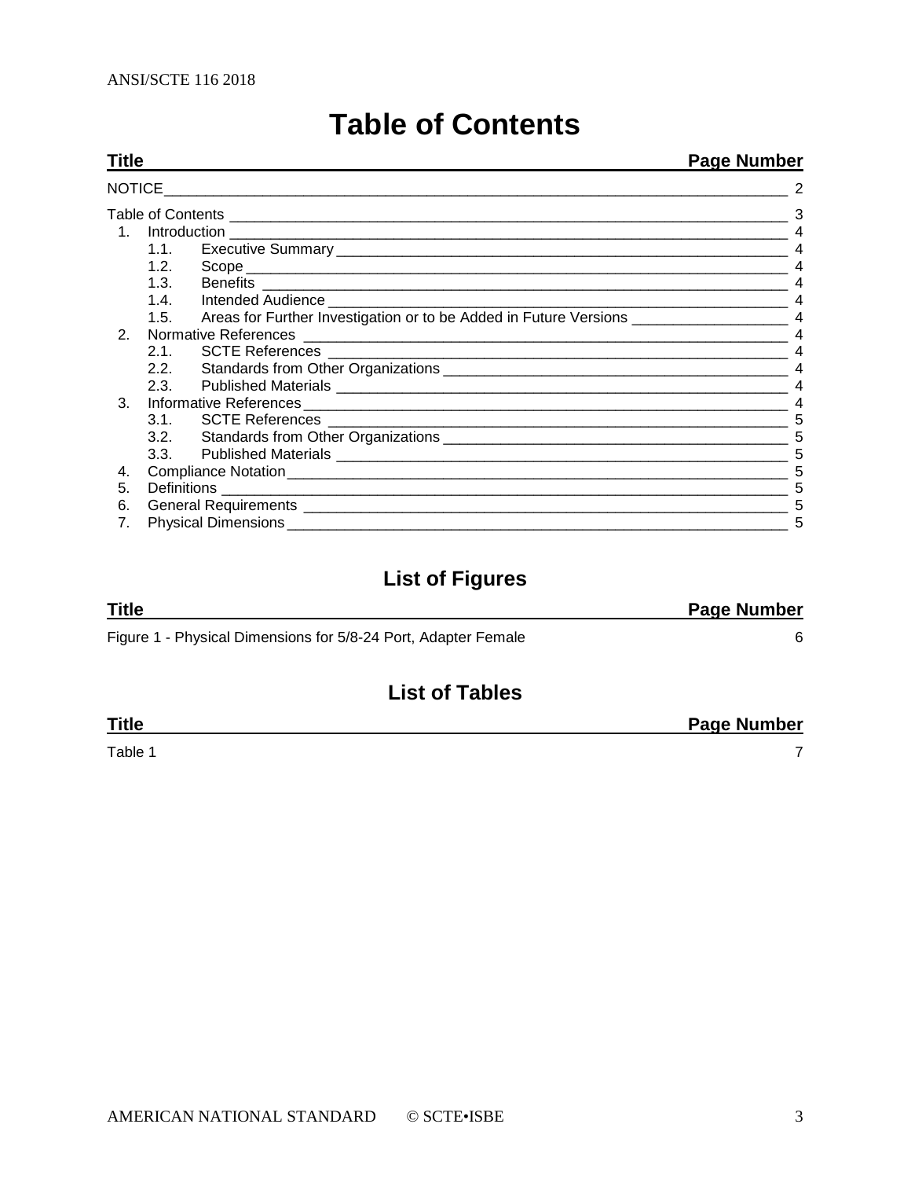# Table of Contents

| Title | Page Number |
|---|---|
| NOTICE | 2 |
| Table of Contents | 3 |
| 1. Introduction | 4 |
| 1.1. Executive Summary | 4 |
| 1.2. Scope | 4 |
| 1.3. Benefits | 4 |
| 1.4. Intended Audience | 4 |
| 1.5. Areas for Further Investigation or to be Added in Future Versions | 4 |
| 2. Normative References | 4 |
| 2.1. SCTE References | 4 |
| 2.2. Standards from Other Organizations | 4 |
| 2.3. Published Materials | 4 |
| 3. Informative References | 4 |
| 3.1. SCTE References | 5 |
| 3.2. Standards from Other Organizations | 5 |
| 3.3. Published Materials | 5 |
| 4. Compliance Notation | 5 |
| 5. Definitions | 5 |
| 6. General Requirements | 5 |
| 7. Physical Dimensions | 5 |

## List of Figures

| Title | Page Number |
|---|---|
| Figure 1 - Physical Dimensions for 5/8-24 Port, Adapter Female | 6 |

## List of Tables

| Title | Page Number |
|---|---|
| Table 1 | 7 |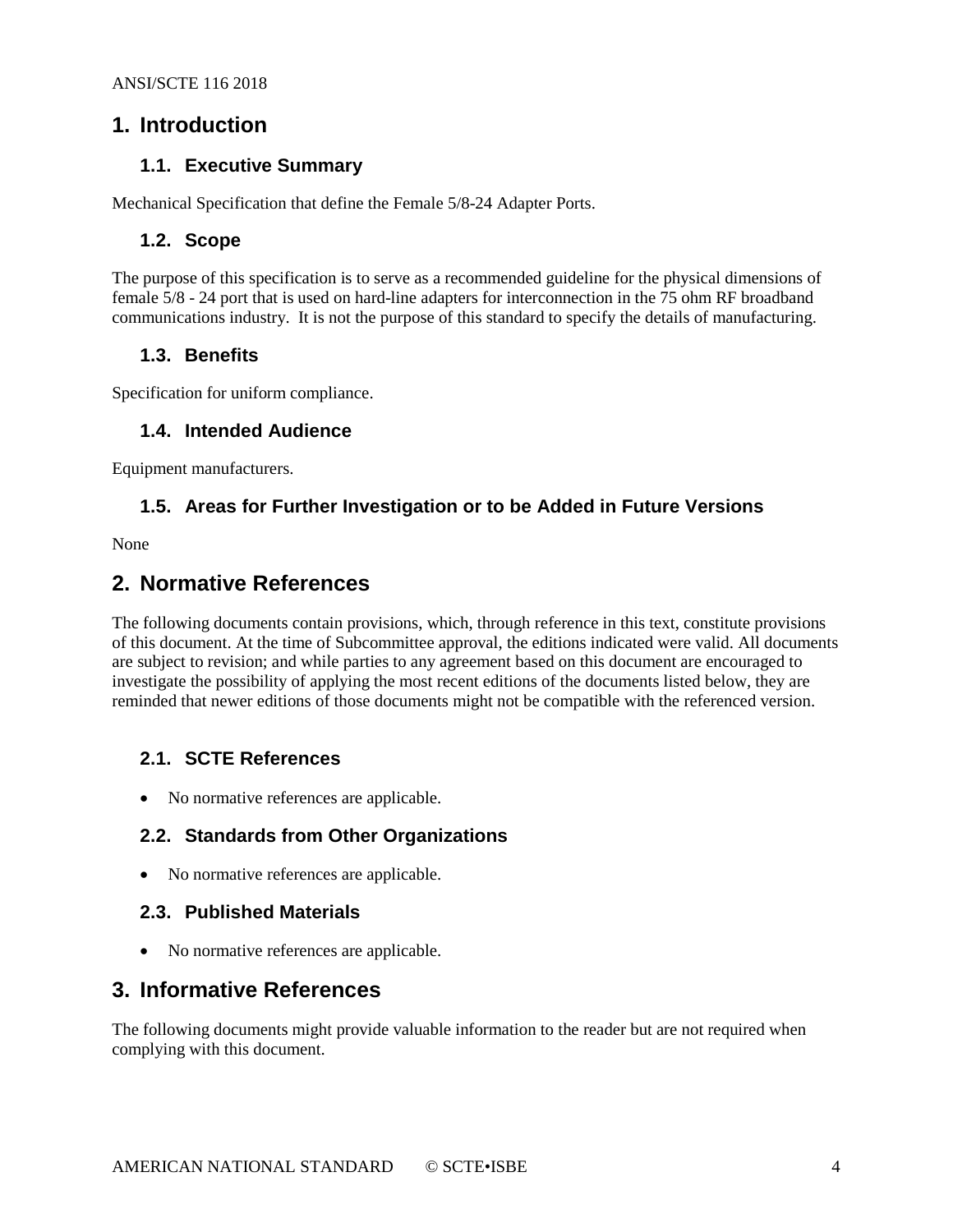# 1. Introduction

## 1.1. Executive Summary

Mechanical Specification that define the Female 5/8-24 Adapter Ports.

## 1.2. Scope

The purpose of this specification is to serve as a recommended guideline for the physical dimensions of female 5/8 - 24 port that is used on hard-line adapters for interconnection in the 75 ohm RF broadband communications industry. It is not the purpose of this standard to specify the details of manufacturing.

## 1.3. Benefits

Specification for uniform compliance.

## 1.4. Intended Audience

Equipment manufacturers.

## 1.5. Areas for Further Investigation or to be Added in Future Versions

None

# 2. Normative References

The following documents contain provisions, which, through reference in this text, constitute provisions of this document. At the time of Subcommittee approval, the editions indicated were valid. All documents are subject to revision; and while parties to any agreement based on this document are encouraged to investigate the possibility of applying the most recent editions of the documents listed below, they are reminded that newer editions of those documents might not be compatible with the referenced version.

## 2.1. SCTE References

- No normative references are applicable.

## 2.2. Standards from Other Organizations

- No normative references are applicable.

## 2.3. Published Materials

- No normative references are applicable.

# 3. Informative References

The following documents might provide valuable information to the reader but are not required when complying with this document.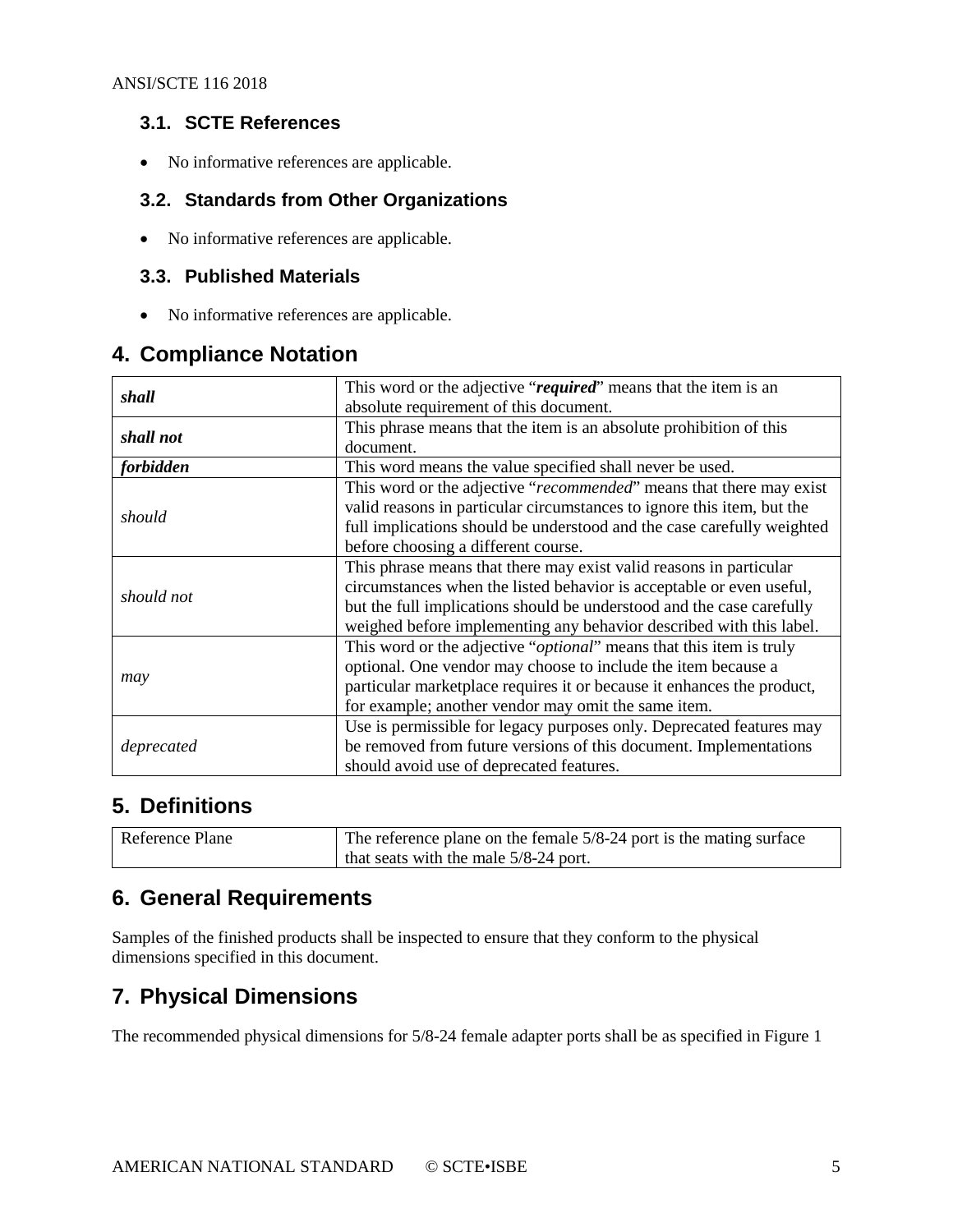### 3.1. SCTE References

- No informative references are applicable.

### 3.2. Standards from Other Organizations

- No informative references are applicable.

### 3.3. Published Materials

- No informative references are applicable.

## 4. Compliance Notation

| | |
|---|---|
| ***shall*** | This word or the adjective "***required***" means that the item is an absolute requirement of this document. |
| ***shall not*** | This phrase means that the item is an absolute prohibition of this document. |
| ***forbidden*** | This word means the value specified shall never be used. |
| *should* | This word or the adjective "*recommended*" means that there may exist valid reasons in particular circumstances to ignore this item, but the full implications should be understood and the case carefully weighted before choosing a different course. |
| *should not* | This phrase means that there may exist valid reasons in particular circumstances when the listed behavior is acceptable or even useful, but the full implications should be understood and the case carefully weighed before implementing any behavior described with this label. |
| *may* | This word or the adjective "*optional*" means that this item is truly optional. One vendor may choose to include the item because a particular marketplace requires it or because it enhances the product, for example; another vendor may omit the same item. |
| *deprecated* | Use is permissible for legacy purposes only. Deprecated features may be removed from future versions of this document. Implementations should avoid use of deprecated features. |

## 5. Definitions

| | |
|---|---|
| Reference Plane | The reference plane on the female 5/8-24 port is the mating surface that seats with the male 5/8-24 port. |

## 6. General Requirements

Samples of the finished products shall be inspected to ensure that they conform to the physical dimensions specified in this document.

## 7. Physical Dimensions

The recommended physical dimensions for 5/8-24 female adapter ports shall be as specified in Figure 1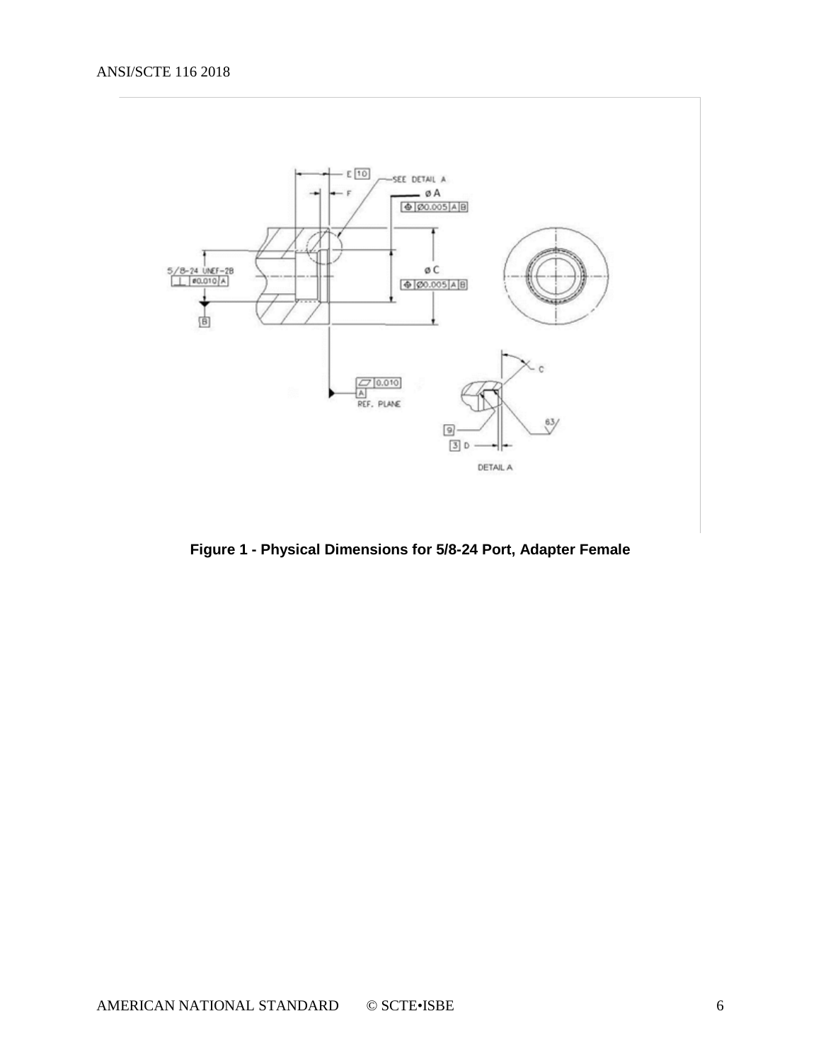**Figure 1 - Physical Dimensions for 5/8-24 Port, Adapter Female**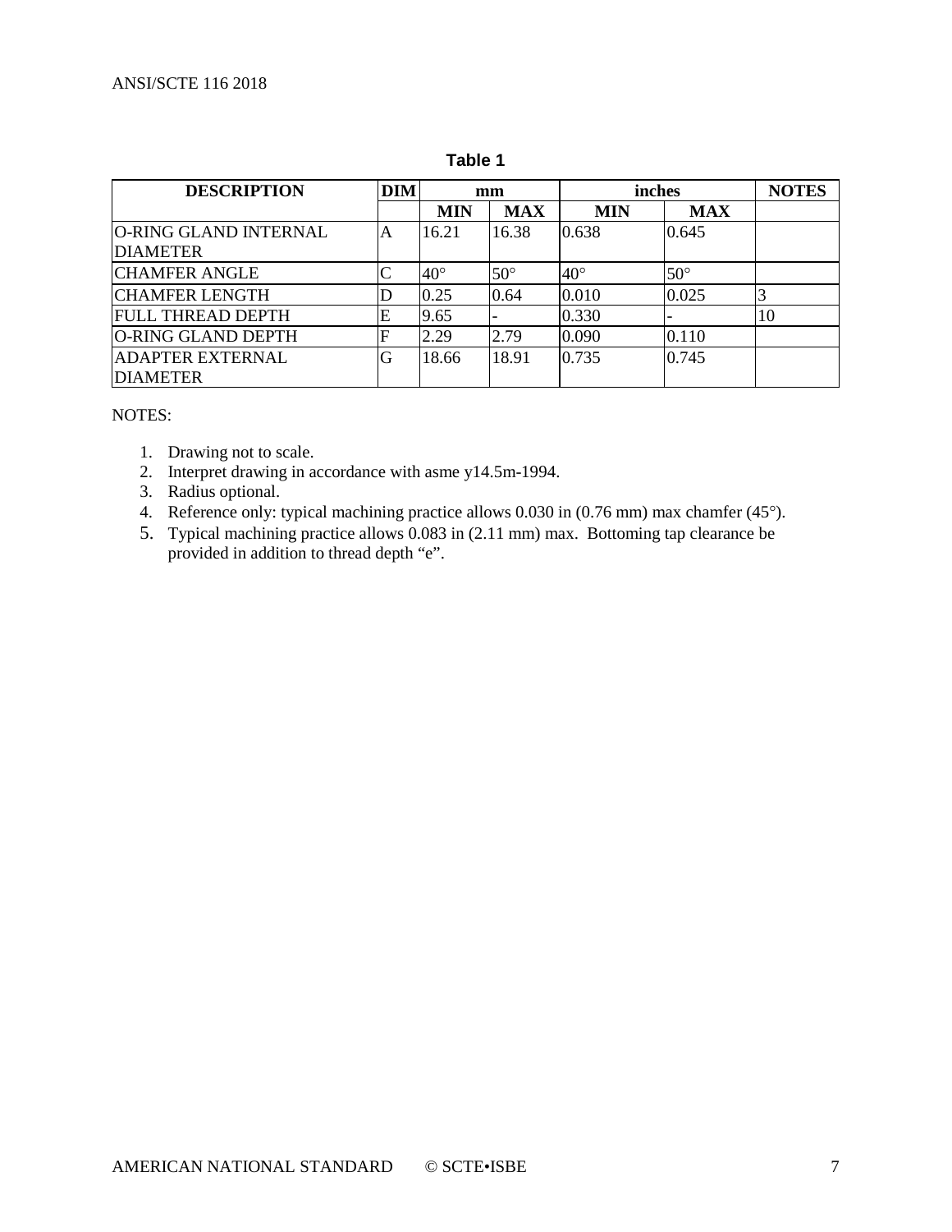**Table 1**

| DESCRIPTION | DIM | mm | | inches | | NOTES |
|---|---|---|---|---|---|---|
| | | MIN | MAX | MIN | MAX | |
| O-RING GLAND INTERNAL DIAMETER | A | 16.21 | 16.38 | 0.638 | 0.645 | |
| CHAMFER ANGLE | C | 40° | 50° | 40° | 50° | |
| CHAMFER LENGTH | D | 0.25 | 0.64 | 0.010 | 0.025 | 3 |
| FULL THREAD DEPTH | E | 9.65 | - | 0.330 | - | 10 |
| O-RING GLAND DEPTH | F | 2.29 | 2.79 | 0.090 | 0.110 | |
| ADAPTER EXTERNAL DIAMETER | G | 18.66 | 18.91 | 0.735 | 0.745 | |

NOTES:

1. Drawing not to scale.
2. Interpret drawing in accordance with asme y14.5m-1994.
3. Radius optional.
4. Reference only: typical machining practice allows 0.030 in (0.76 mm) max chamfer (45°).
5. Typical machining practice allows 0.083 in (2.11 mm) max. Bottoming tap clearance be provided in addition to thread depth "e".